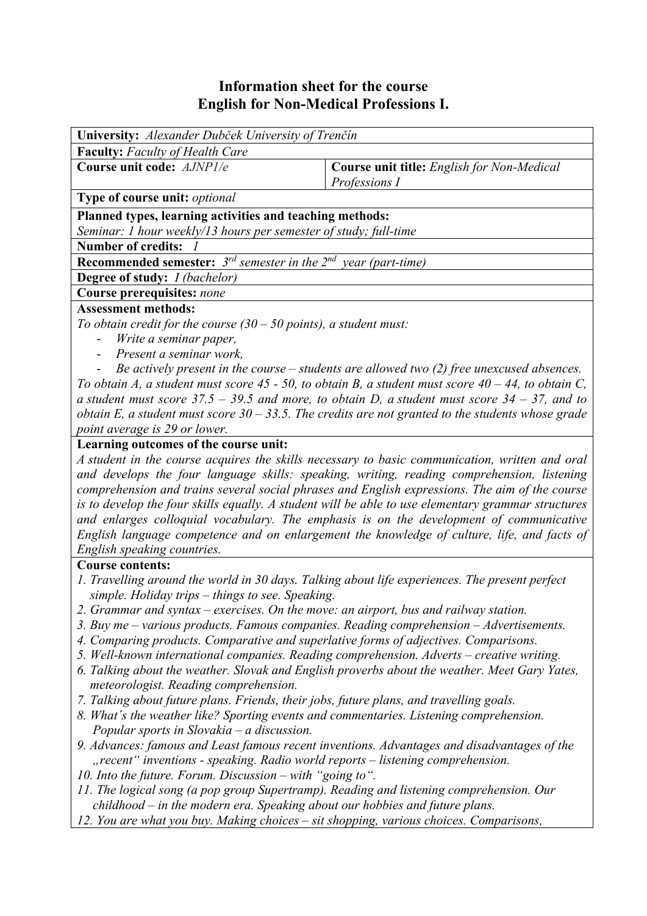# Information sheet for the course
# English for Non-Medical Professions I.

**University:** *Alexander Dubček University of Trenčín*

**Faculty:** *Faculty of Health Care*

| **Course unit code:** *AJNP1/e* | **Course unit title:** *English for Non-Medical Professions I* |
| --- | --- |

**Type of course unit:** *optional*

**Planned types, learning activities and teaching methods:**
*Seminar: 1 hour weekly/13 hours per semester of study; full-time*

**Number of credits:** *1*

**Recommended semester:** *3rd semester in the 2nd year (part-time)*

**Degree of study:** *I (bachelor)*

**Course prerequisites:** *none*

**Assessment methods:**
*To obtain credit for the course (30 – 50 points), a student must:*

- *Write a seminar paper,*
- *Present a seminar work,*
- *Be actively present in the course – students are allowed two (2) free unexcused absences.*

*To obtain A, a student must score 45 - 50, to obtain B, a student must score 40 – 44, to obtain C, a student must score 37.5 – 39.5 and more, to obtain D, a student must score 34 – 37, and to obtain E, a student must score 30 – 33.5. The credits are not granted to the students whose grade point average is 29 or lower.*

**Learning outcomes of the course unit:**
*A student in the course acquires the skills necessary to basic communication, written and oral and develops the four language skills: speaking, writing, reading comprehension, listening comprehension and trains several social phrases and English expressions. The aim of the course is to develop the four skills equally. A student will be able to use elementary grammar structures and enlarges colloquial vocabulary. The emphasis is on the development of communicative English language competence and on enlargement the knowledge of culture, life, and facts of English speaking countries.*

**Course contents:**

1. *Travelling around the world in 30 days. Talking about life experiences. The present perfect simple. Holiday trips – things to see. Speaking.*
2. *Grammar and syntax – exercises. On the move: an airport, bus and railway station.*
3. *Buy me – various products. Famous companies. Reading comprehension – Advertisements.*
4. *Comparing products. Comparative and superlative forms of adjectives. Comparisons.*
5. *Well-known international companies. Reading comprehension. Adverts – creative writing.*
6. *Talking about the weather. Slovak and English proverbs about the weather. Meet Gary Yates, meteorologist. Reading comprehension.*
7. *Talking about future plans. Friends, their jobs, future plans, and travelling goals.*
8. *What´s the weather like? Sporting events and commentaries. Listening comprehension. Popular sports in Slovakia – a discussion.*
9. *Advances: famous and Least famous recent inventions. Advantages and disadvantages of the „recent“ inventions - speaking. Radio world reports – listening comprehension.*
10. *Into the future. Forum. Discussion – with “going to“.*
11. *The logical song (a pop group Supertramp). Reading and listening comprehension. Our childhood – in the modern era. Speaking about our hobbies and future plans.*
12. *You are what you buy. Making choices – sit shopping, various choices. Comparisons,*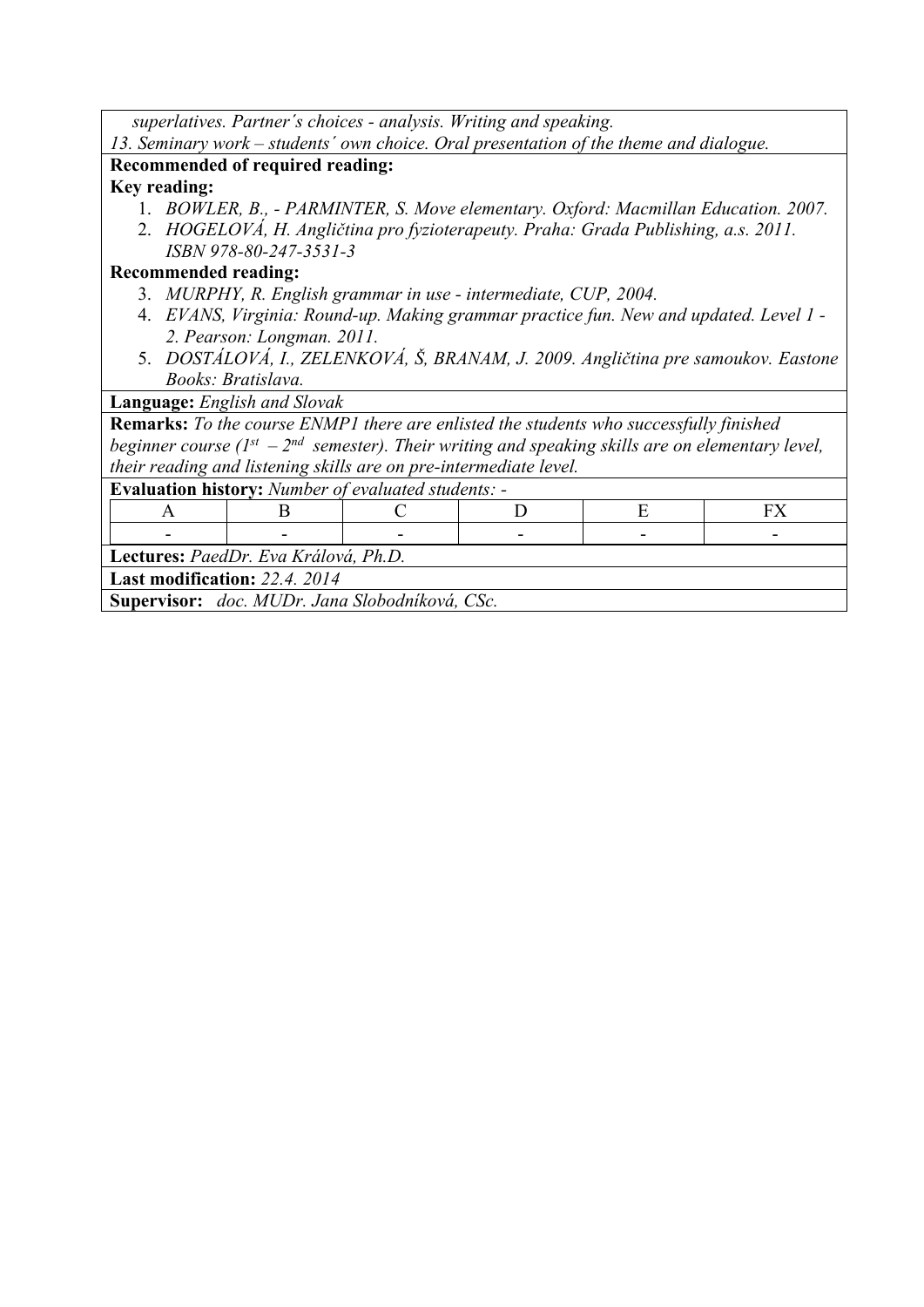*superlatives. Partner´s choices - analysis. Writing and speaking.*

*13. Seminary work – students´ own choice. Oral presentation of the theme and dialogue.*

**Recommended of required reading:**

**Key reading:**

1. *BOWLER, B., - PARMINTER, S. Move elementary. Oxford: Macmillan Education. 2007.*
2. *HOGELOVÁ, H. Angličtina pro fyzioterapeuty. Praha: Grada Publishing, a.s. 2011. ISBN 978-80-247-3531-3*

**Recommended reading:**

3. *MURPHY, R. English grammar in use - intermediate, CUP, 2004.*
4. *EVANS, Virginia: Round-up. Making grammar practice fun. New and updated. Level 1 - 2. Pearson: Longman. 2011.*
5. *DOSTÁLOVÁ, I., ZELENKOVÁ, Š, BRANAM, J. 2009. Angličtina pre samoukov. Eastone Books: Bratislava.*

**Language:** *English and Slovak*

**Remarks:** *To the course ENMP1 there are enlisted the students who successfully finished beginner course (1st – 2nd semester). Their writing and speaking skills are on elementary level, their reading and listening skills are on pre-intermediate level.*

**Evaluation history:** *Number of evaluated students: -*

| A | B | C | D | E | FX |
|---|---|---|---|---|---|
| - | - | - | - | - | - |

**Lectures:** *PaedDr. Eva Králová, Ph.D.*

**Last modification:** *22.4. 2014*

**Supervisor:** *doc. MUDr. Jana Slobodníková, CSc.*